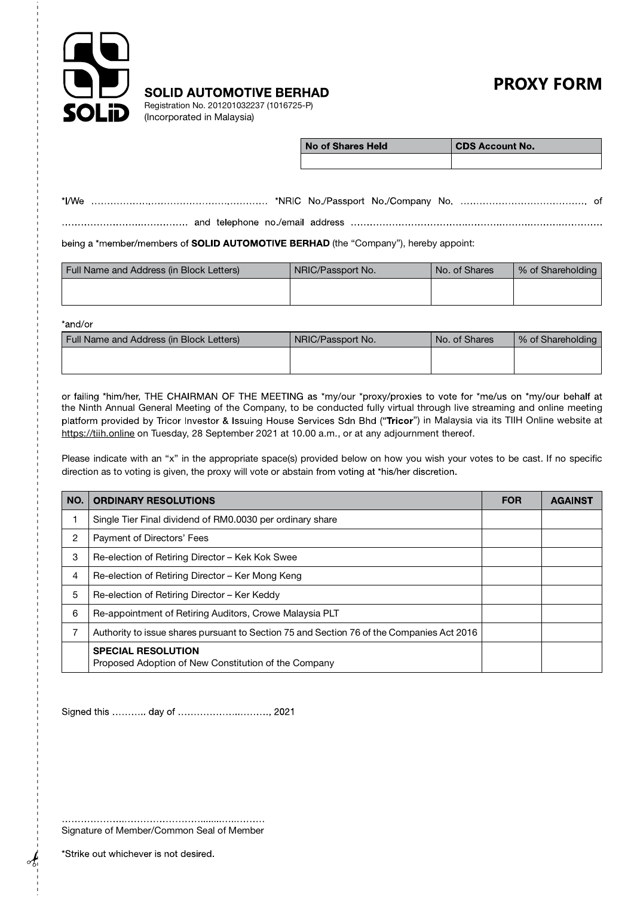# SOLID AUTOMOTIVE BERHAD

Registration No. 201201032237 (1016725-P)
(Incorporated in Malaysia)

# PROXY FORM

| No of Shares Held | CDS Account No. |
|---|---|
| | |

*I/We ……………………………………………… *NRIC No./Passport No./Company No. ………………………………… of ………………………………… and telephone no./email address ………………………………………………………………………

being a *member/members of **SOLID AUTOMOTIVE BERHAD** (the "Company"), hereby appoint:

| Full Name and Address (in Block Letters) | NRIC/Passport No. | No. of Shares | % of Shareholding |
|---|---|---|---|
| | | | |

*and/or

| Full Name and Address (in Block Letters) | NRIC/Passport No. | No. of Shares | % of Shareholding |
|---|---|---|---|
| | | | |

or failing *him/her, THE CHAIRMAN OF THE MEETING as *my/our *proxy/proxies to vote for *me/us on *my/our behalf at the Ninth Annual General Meeting of the Company, to be conducted fully virtual through live streaming and online meeting platform provided by Tricor Investor & Issuing House Services Sdn Bhd ("**Tricor**") in Malaysia via its TIIH Online website at https://tiih.online on Tuesday, 28 September 2021 at 10.00 a.m., or at any adjournment thereof.

Please indicate with an "x" in the appropriate space(s) provided below on how you wish your votes to be cast. If no specific direction as to voting is given, the proxy will vote or abstain from voting at *his/her discretion.

| NO. | ORDINARY RESOLUTIONS | FOR | AGAINST |
|---|---|---|---|
| 1 | Single Tier Final dividend of RM0.0030 per ordinary share | | |
| 2 | Payment of Directors' Fees | | |
| 3 | Re-election of Retiring Director – Kek Kok Swee | | |
| 4 | Re-election of Retiring Director – Ker Mong Keng | | |
| 5 | Re-election of Retiring Director – Ker Keddy | | |
| 6 | Re-appointment of Retiring Auditors, Crowe Malaysia PLT | | |
| 7 | Authority to issue shares pursuant to Section 75 and Section 76 of the Companies Act 2016 | | |
| | **SPECIAL RESOLUTION**<br>Proposed Adoption of New Constitution of the Company | | |

Signed this ……….. day of ………………..………, 2021

……………………………………………………
Signature of Member/Common Seal of Member

*Strike out whichever is not desired.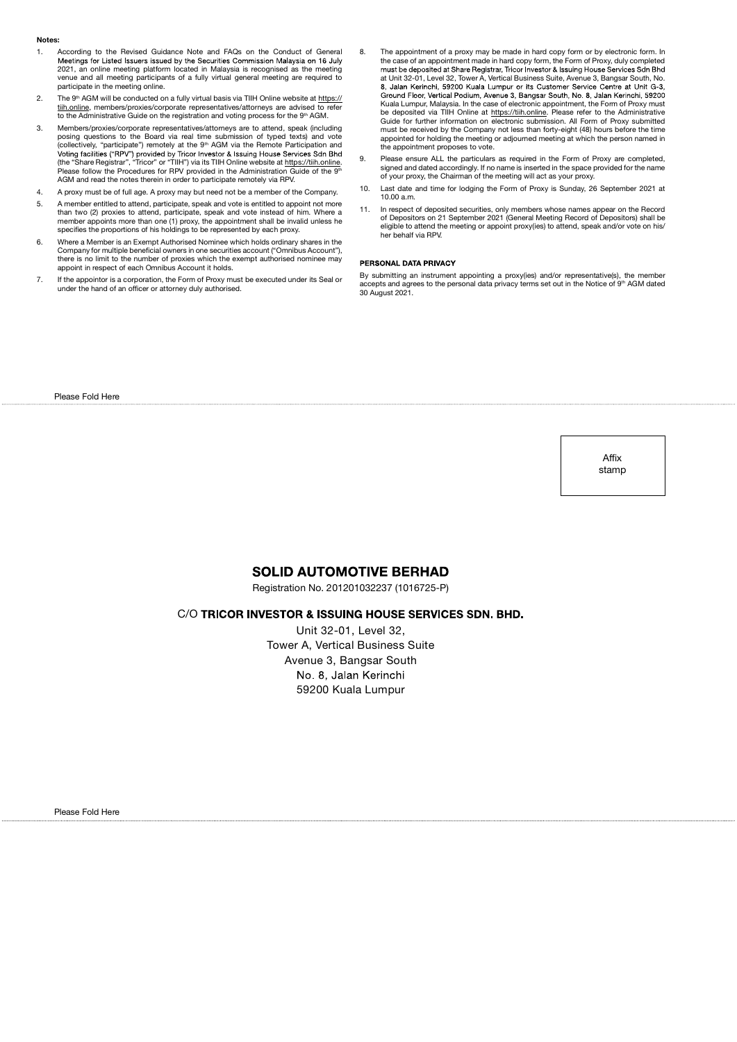**Notes:**

1. According to the Revised Guidance Note and FAQs on the Conduct of General Meetings for Listed Issuers issued by the Securities Commission Malaysia on 16 July 2021, an online meeting platform located in Malaysia is recognised as the meeting venue and all meeting participants of a fully virtual general meeting are required to participate in the meeting online.
2. The 9th AGM will be conducted on a fully virtual basis via TIIH Online website at https://tiih.online, members/proxies/corporate representatives/attorneys are advised to refer to the Administrative Guide on the registration and voting process for the 9th AGM.
3. Members/proxies/corporate representatives/attorneys are to attend, speak (including posing questions to the Board via real time submission of typed texts) and vote (collectively, "participate") remotely at the 9th AGM via the Remote Participation and Voting facilities ("RPV") provided by Tricor Investor & Issuing House Services Sdn Bhd (the "Share Registrar", "Tricor" or "TIIH") via its TIIH Online website at https://tiih.online. Please follow the Procedures for RPV provided in the Administration Guide of the 9th AGM and read the notes therein in order to participate remotely via RPV.
4. A proxy must be of full age. A proxy may but need not be a member of the Company.
5. A member entitled to attend, participate, speak and vote is entitled to appoint not more than two (2) proxies to attend, participate, speak and vote instead of him. Where a member appoints more than one (1) proxy, the appointment shall be invalid unless he specifies the proportions of his holdings to be represented by each proxy.
6. Where a Member is an Exempt Authorised Nominee which holds ordinary shares in the Company for multiple beneficial owners in one securities account ("Omnibus Account"), there is no limit to the number of proxies which the exempt authorised nominee may appoint in respect of each Omnibus Account it holds.
7. If the appointor is a corporation, the Form of Proxy must be executed under its Seal or under the hand of an officer or attorney duly authorised.
8. The appointment of a proxy may be made in hard copy form or by electronic form. In the case of an appointment made in hard copy form, the Form of Proxy, duly completed must be deposited at Share Registrar, Tricor Investor & Issuing House Services Sdn Bhd at Unit 32-01, Level 32, Tower A, Vertical Business Suite, Avenue 3, Bangsar South, No. 8, Jalan Kerinchi, 59200 Kuala Lumpur or its Customer Service Centre at Unit G-3, Ground Floor, Vertical Podium, Avenue 3, Bangsar South, No. 8, Jalan Kerinchi, 59200 Kuala Lumpur, Malaysia. In the case of electronic appointment, the Form of Proxy must be deposited via TIIH Online at https://tiih.online. Please refer to the Administrative Guide for further information on electronic submission. All Form of Proxy submitted must be received by the Company not less than forty-eight (48) hours before the time appointed for holding the meeting or adjourned meeting at which the person named in the appointment proposes to vote.
9. Please ensure ALL the particulars as required in the Form of Proxy are completed, signed and dated accordingly. If no name is inserted in the space provided for the name of your proxy, the Chairman of the meeting will act as your proxy.
10. Last date and time for lodging the Form of Proxy is Sunday, 26 September 2021 at 10.00 a.m.
11. In respect of deposited securities, only members whose names appear on the Record of Depositors on 21 September 2021 (General Meeting Record of Depositors) shall be eligible to attend the meeting or appoint proxy(ies) to attend, speak and/or vote on his/her behalf via RPV.

**PERSONAL DATA PRIVACY**

By submitting an instrument appointing a proxy(ies) and/or representative(s), the member accepts and agrees to the personal data privacy terms set out in the Notice of 9th AGM dated 30 August 2021.

Please Fold Here

Affix stamp

**SOLID AUTOMOTIVE BERHAD**

Registration No. 201201032237 (1016725-P)

C/O **TRICOR INVESTOR & ISSUING HOUSE SERVICES SDN. BHD.**

Unit 32-01, Level 32,
Tower A, Vertical Business Suite
Avenue 3, Bangsar South
No. 8, Jalan Kerinchi
59200 Kuala Lumpur

Please Fold Here